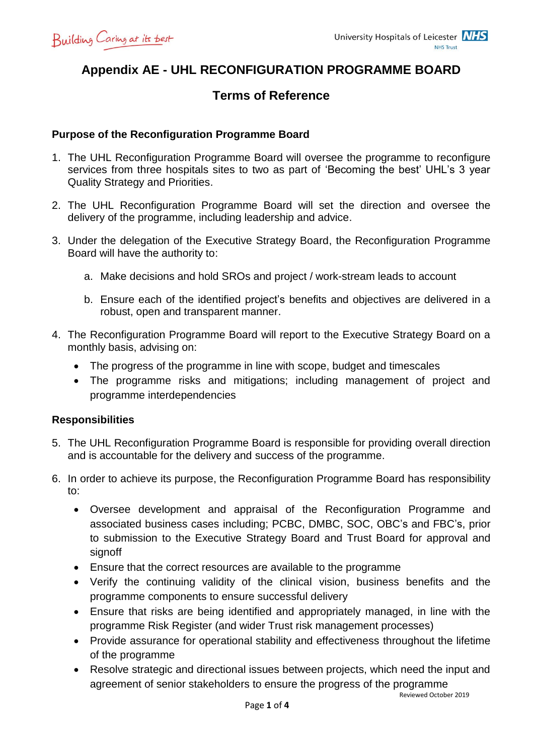# Appendix AE - UHL RECONFIGURATION PROGRAMME BOARD

## Terms of Reference

### Purpose of the Reconfiguration Programme Board

1. The UHL Reconfiguration Programme Board will oversee the programme to reconfigure services from three hospitals sites to two as part of 'Becoming the best' UHL's 3 year Quality Strategy and Priorities.

2. The UHL Reconfiguration Programme Board will set the direction and oversee the delivery of the programme, including leadership and advice.

3. Under the delegation of the Executive Strategy Board, the Reconfiguration Programme Board will have the authority to:

   a. Make decisions and hold SROs and project / work-stream leads to account

   b. Ensure each of the identified project's benefits and objectives are delivered in a robust, open and transparent manner.

4. The Reconfiguration Programme Board will report to the Executive Strategy Board on a monthly basis, advising on:
   - The progress of the programme in line with scope, budget and timescales
   - The programme risks and mitigations; including management of project and programme interdependencies

### Responsibilities

5. The UHL Reconfiguration Programme Board is responsible for providing overall direction and is accountable for the delivery and success of the programme.

6. In order to achieve its purpose, the Reconfiguration Programme Board has responsibility to:
   - Oversee development and appraisal of the Reconfiguration Programme and associated business cases including; PCBC, DMBC, SOC, OBC's and FBC's, prior to submission to the Executive Strategy Board and Trust Board for approval and signoff
   - Ensure that the correct resources are available to the programme
   - Verify the continuing validity of the clinical vision, business benefits and the programme components to ensure successful delivery
   - Ensure that risks are being identified and appropriately managed, in line with the programme Risk Register (and wider Trust risk management processes)
   - Provide assurance for operational stability and effectiveness throughout the lifetime of the programme
   - Resolve strategic and directional issues between projects, which need the input and agreement of senior stakeholders to ensure the progress of the programme

Reviewed October 2019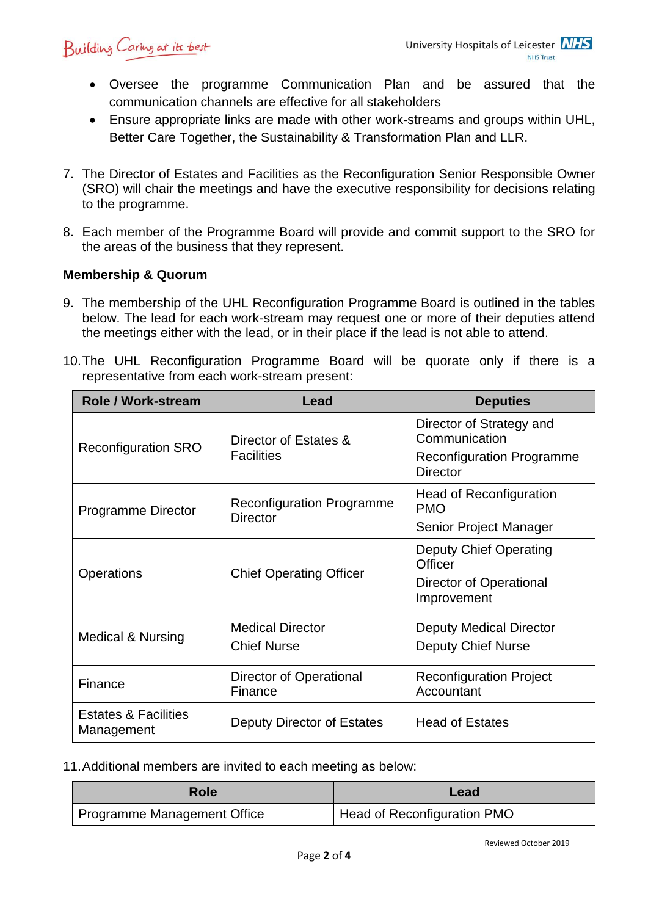- Oversee the programme Communication Plan and be assured that the communication channels are effective for all stakeholders
- Ensure appropriate links are made with other work-streams and groups within UHL, Better Care Together, the Sustainability & Transformation Plan and LLR.

7. The Director of Estates and Facilities as the Reconfiguration Senior Responsible Owner (SRO) will chair the meetings and have the executive responsibility for decisions relating to the programme.

8. Each member of the Programme Board will provide and commit support to the SRO for the areas of the business that they represent.

**Membership & Quorum**

9. The membership of the UHL Reconfiguration Programme Board is outlined in the tables below. The lead for each work-stream may request one or more of their deputies attend the meetings either with the lead, or in their place if the lead is not able to attend.

10. The UHL Reconfiguration Programme Board will be quorate only if there is a representative from each work-stream present:

| Role / Work-stream | Lead | Deputies |
|---|---|---|
| Reconfiguration SRO | Director of Estates & Facilities | Director of Strategy and Communication<br>Reconfiguration Programme Director |
| Programme Director | Reconfiguration Programme Director | Head of Reconfiguration PMO<br>Senior Project Manager |
| Operations | Chief Operating Officer | Deputy Chief Operating Officer<br>Director of Operational Improvement |
| Medical & Nursing | Medical Director<br>Chief Nurse | Deputy Medical Director<br>Deputy Chief Nurse |
| Finance | Director of Operational Finance | Reconfiguration Project Accountant |
| Estates & Facilities Management | Deputy Director of Estates | Head of Estates |

11. Additional members are invited to each meeting as below:

| Role | Lead |
|---|---|
| Programme Management Office | Head of Reconfiguration PMO |

Reviewed October 2019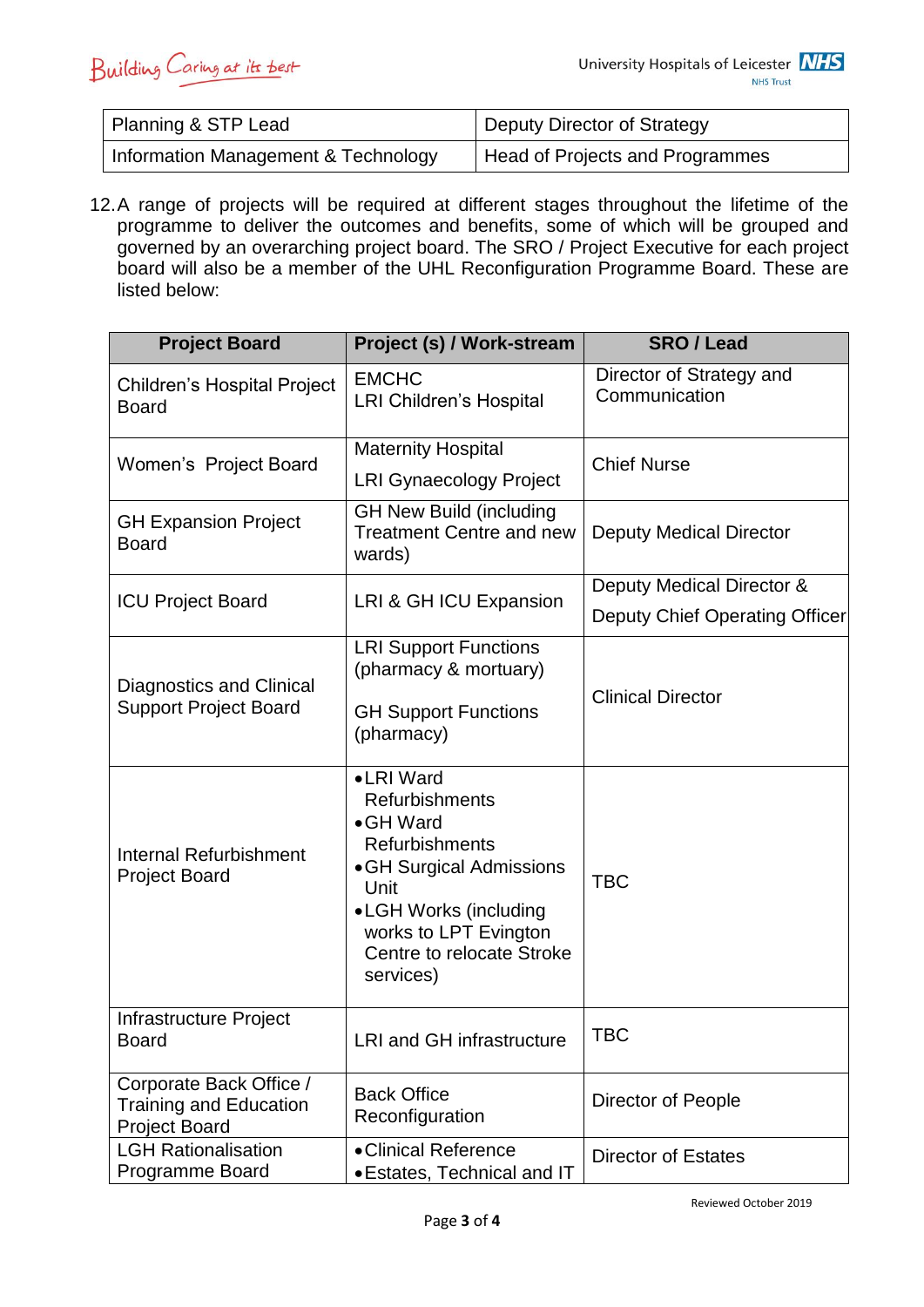| | |
|---|---|
| Planning & STP Lead | Deputy Director of Strategy |
| Information Management & Technology | Head of Projects and Programmes |

12. A range of projects will be required at different stages throughout the lifetime of the programme to deliver the outcomes and benefits, some of which will be grouped and governed by an overarching project board. The SRO / Project Executive for each project board will also be a member of the UHL Reconfiguration Programme Board. These are listed below:

| Project Board | Project (s) / Work-stream | SRO / Lead |
|---|---|---|
| Children's Hospital Project Board | EMCHC<br>LRI Children's Hospital | Director of Strategy and Communication |
| Women's Project Board | Maternity Hospital<br>LRI Gynaecology Project | Chief Nurse |
| GH Expansion Project Board | GH New Build (including Treatment Centre and new wards) | Deputy Medical Director |
| ICU Project Board | LRI & GH ICU Expansion | Deputy Medical Director &<br>Deputy Chief Operating Officer |
| Diagnostics and Clinical Support Project Board | LRI Support Functions (pharmacy & mortuary)<br><br>GH Support Functions (pharmacy) | Clinical Director |
| Internal Refurbishment Project Board | • LRI Ward Refurbishments<br>• GH Ward Refurbishments<br>• GH Surgical Admissions Unit<br>• LGH Works (including works to LPT Evington Centre to relocate Stroke services) | TBC |
| Infrastructure Project Board | LRI and GH infrastructure | TBC |
| Corporate Back Office / Training and Education Project Board | Back Office Reconfiguration | Director of People |
| LGH Rationalisation Programme Board | • Clinical Reference<br>• Estates, Technical and IT | Director of Estates |

Reviewed October 2019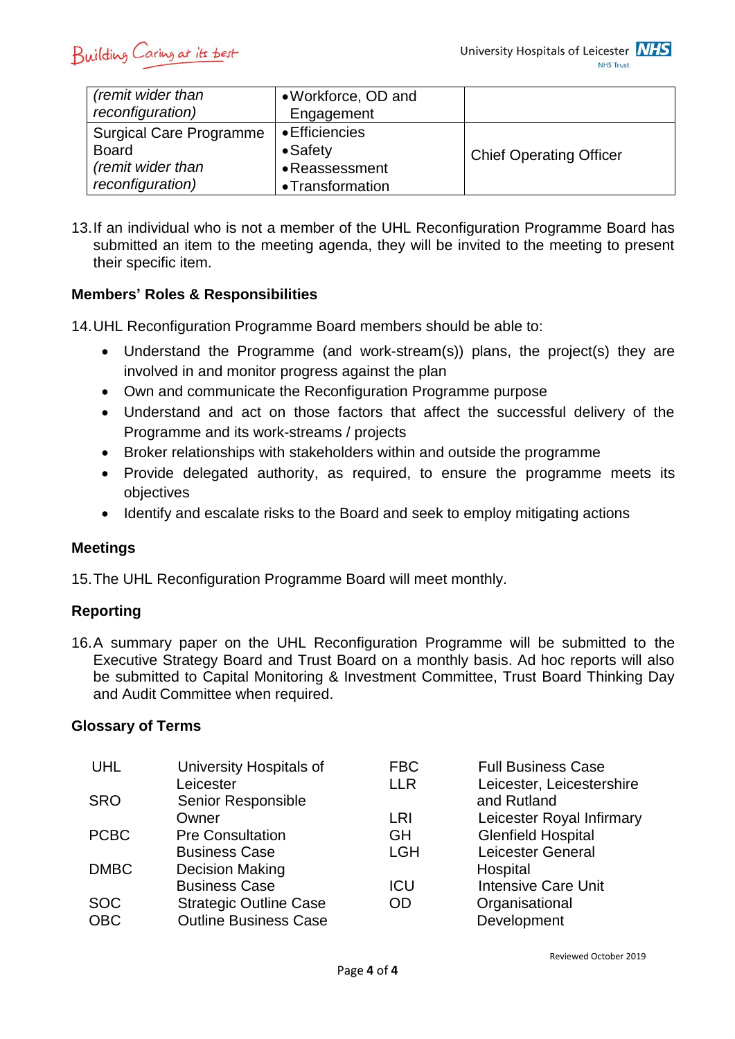| | | |
|---|---|---|
| *(remit wider than reconfiguration)* | • Workforce, OD and Engagement | |
| Surgical Care Programme Board *(remit wider than reconfiguration)* | • Efficiencies<br>• Safety<br>• Reassessment<br>• Transformation | Chief Operating Officer |

13. If an individual who is not a member of the UHL Reconfiguration Programme Board has submitted an item to the meeting agenda, they will be invited to the meeting to present their specific item.

**Members' Roles & Responsibilities**

14. UHL Reconfiguration Programme Board members should be able to:
    - Understand the Programme (and work-stream(s)) plans, the project(s) they are involved in and monitor progress against the plan
    - Own and communicate the Reconfiguration Programme purpose
    - Understand and act on those factors that affect the successful delivery of the Programme and its work-streams / projects
    - Broker relationships with stakeholders within and outside the programme
    - Provide delegated authority, as required, to ensure the programme meets its objectives
    - Identify and escalate risks to the Board and seek to employ mitigating actions

**Meetings**

15. The UHL Reconfiguration Programme Board will meet monthly.

**Reporting**

16. A summary paper on the UHL Reconfiguration Programme will be submitted to the Executive Strategy Board and Trust Board on a monthly basis. Ad hoc reports will also be submitted to Capital Monitoring & Investment Committee, Trust Board Thinking Day and Audit Committee when required.

**Glossary of Terms**

| | | | |
|---|---|---|---|
| UHL | University Hospitals of Leicester | FBC | Full Business Case |
| SRO | Senior Responsible Owner | LLR | Leicester, Leicestershire and Rutland |
| PCBC | Pre Consultation Business Case | LRI | Leicester Royal Infirmary |
| DMBC | Decision Making Business Case | GH | Glenfield Hospital |
| SOC | Strategic Outline Case | LGH | Leicester General Hospital |
| OBC | Outline Business Case | ICU | Intensive Care Unit |
| | | OD | Organisational Development |

Reviewed October 2019